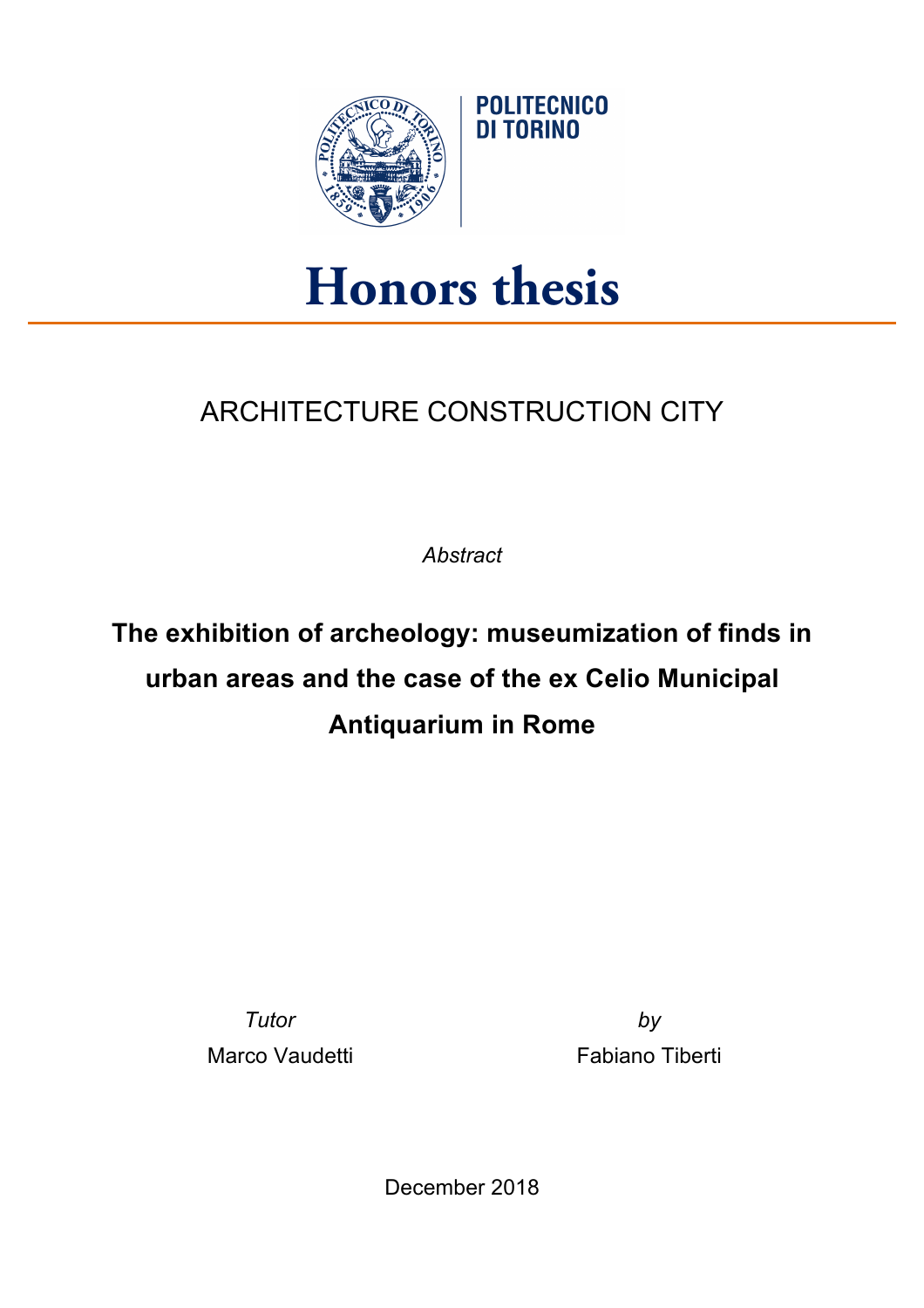POLITECNICO DI TORINO

# Honors thesis

ARCHITECTURE CONSTRUCTION CITY

*Abstract*

**The exhibition of archeology: museumization of finds in urban areas and the case of the ex Celio Municipal Antiquarium in Rome**

*Tutor*
Marco Vaudetti

*by*
Fabiano Tiberti

December 2018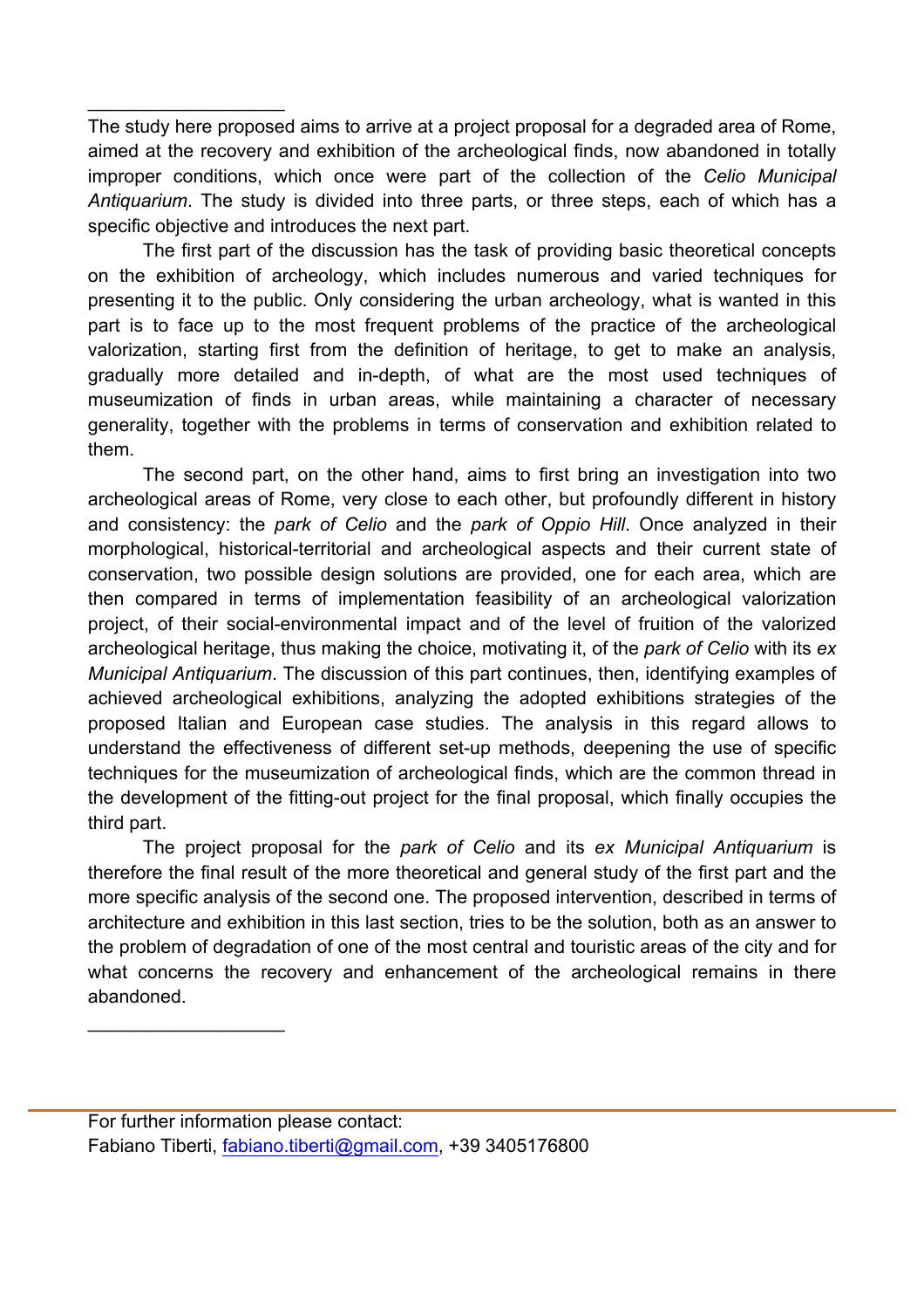---

The study here proposed aims to arrive at a project proposal for a degraded area of Rome, aimed at the recovery and exhibition of the archeological finds, now abandoned in totally improper conditions, which once were part of the collection of the *Celio Municipal Antiquarium*. The study is divided into three parts, or three steps, each of which has a specific objective and introduces the next part.

The first part of the discussion has the task of providing basic theoretical concepts on the exhibition of archeology, which includes numerous and varied techniques for presenting it to the public. Only considering the urban archeology, what is wanted in this part is to face up to the most frequent problems of the practice of the archeological valorization, starting first from the definition of heritage, to get to make an analysis, gradually more detailed and in-depth, of what are the most used techniques of museumization of finds in urban areas, while maintaining a character of necessary generality, together with the problems in terms of conservation and exhibition related to them.

The second part, on the other hand, aims to first bring an investigation into two archeological areas of Rome, very close to each other, but profoundly different in history and consistency: the *park of Celio* and the *park of Oppio Hill*. Once analyzed in their morphological, historical-territorial and archeological aspects and their current state of conservation, two possible design solutions are provided, one for each area, which are then compared in terms of implementation feasibility of an archeological valorization project, of their social-environmental impact and of the level of fruition of the valorized archeological heritage, thus making the choice, motivating it, of the *park of Celio* with its *ex Municipal Antiquarium*. The discussion of this part continues, then, identifying examples of achieved archeological exhibitions, analyzing the adopted exhibitions strategies of the proposed Italian and European case studies. The analysis in this regard allows to understand the effectiveness of different set-up methods, deepening the use of specific techniques for the museumization of archeological finds, which are the common thread in the development of the fitting-out project for the final proposal, which finally occupies the third part.

The project proposal for the *park of Celio* and its *ex Municipal Antiquarium* is therefore the final result of the more theoretical and general study of the first part and the more specific analysis of the second one. The proposed intervention, described in terms of architecture and exhibition in this last section, tries to be the solution, both as an answer to the problem of degradation of one of the most central and touristic areas of the city and for what concerns the recovery and enhancement of the archeological remains in there abandoned.

---

For further information please contact:
Fabiano Tiberti, fabiano.tiberti@gmail.com, +39 3405176800